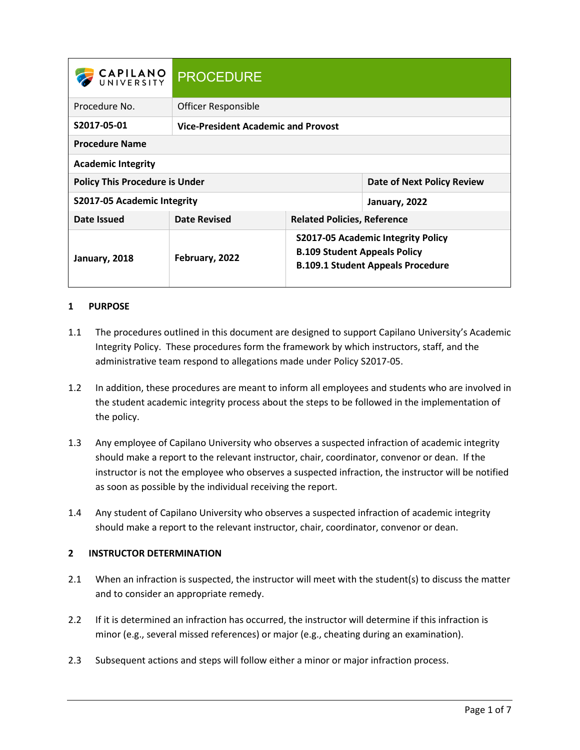| CAPILANO UNIVERSITY | PROCEDURE | |
|---|---|---|
| Procedure No. | Officer Responsible | |
| **S2017-05-01** | **Vice-President Academic and Provost** | |
| **Procedure Name** | | |
| **Academic Integrity** | | |
| **Policy This Procedure is Under** | | **Date of Next Policy Review** |
| **S2017-05 Academic Integrity** | | **January, 2022** |

| **Date Issued** | **Date Revised** | **Related Policies, Reference** |
|---|---|---|
| **January, 2018** | **February, 2022** | **S2017-05 Academic Integrity Policy**<br>**B.109 Student Appeals Policy**<br>**B.109.1 Student Appeals Procedure** |

## 1 PURPOSE

1.1 The procedures outlined in this document are designed to support Capilano University's Academic Integrity Policy. These procedures form the framework by which instructors, staff, and the administrative team respond to allegations made under Policy S2017-05.

1.2 In addition, these procedures are meant to inform all employees and students who are involved in the student academic integrity process about the steps to be followed in the implementation of the policy.

1.3 Any employee of Capilano University who observes a suspected infraction of academic integrity should make a report to the relevant instructor, chair, coordinator, convenor or dean. If the instructor is not the employee who observes a suspected infraction, the instructor will be notified as soon as possible by the individual receiving the report.

1.4 Any student of Capilano University who observes a suspected infraction of academic integrity should make a report to the relevant instructor, chair, coordinator, convenor or dean.

## 2 INSTRUCTOR DETERMINATION

2.1 When an infraction is suspected, the instructor will meet with the student(s) to discuss the matter and to consider an appropriate remedy.

2.2 If it is determined an infraction has occurred, the instructor will determine if this infraction is minor (e.g., several missed references) or major (e.g., cheating during an examination).

2.3 Subsequent actions and steps will follow either a minor or major infraction process.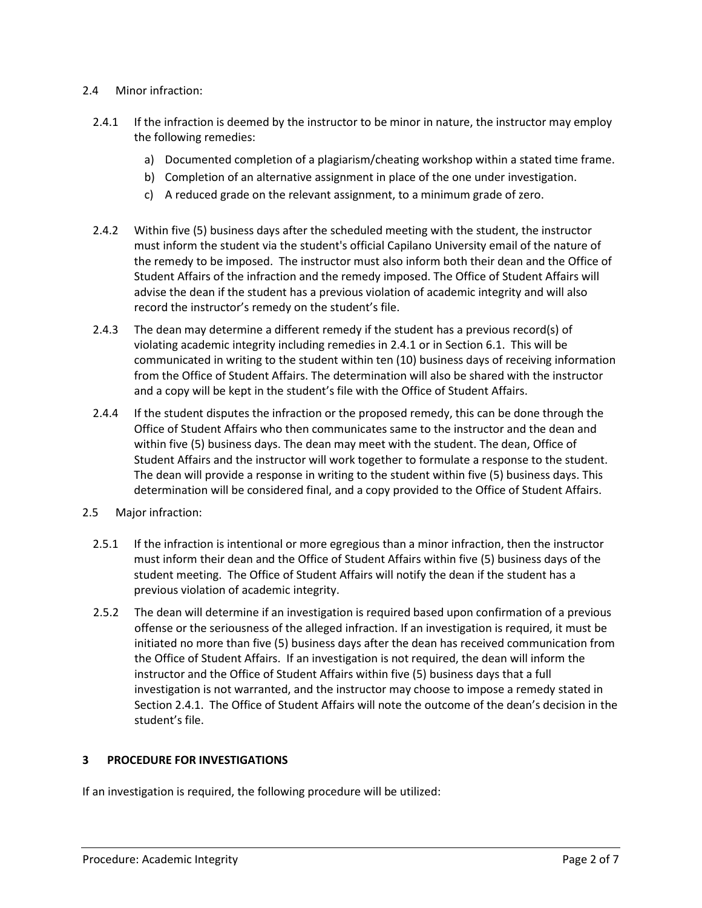2.4 Minor infraction:

2.4.1 If the infraction is deemed by the instructor to be minor in nature, the instructor may employ the following remedies:

a) Documented completion of a plagiarism/cheating workshop within a stated time frame.
b) Completion of an alternative assignment in place of the one under investigation.
c) A reduced grade on the relevant assignment, to a minimum grade of zero.

2.4.2 Within five (5) business days after the scheduled meeting with the student, the instructor must inform the student via the student's official Capilano University email of the nature of the remedy to be imposed. The instructor must also inform both their dean and the Office of Student Affairs of the infraction and the remedy imposed. The Office of Student Affairs will advise the dean if the student has a previous violation of academic integrity and will also record the instructor's remedy on the student's file.

2.4.3 The dean may determine a different remedy if the student has a previous record(s) of violating academic integrity including remedies in 2.4.1 or in Section 6.1. This will be communicated in writing to the student within ten (10) business days of receiving information from the Office of Student Affairs. The determination will also be shared with the instructor and a copy will be kept in the student's file with the Office of Student Affairs.

2.4.4 If the student disputes the infraction or the proposed remedy, this can be done through the Office of Student Affairs who then communicates same to the instructor and the dean and within five (5) business days. The dean may meet with the student. The dean, Office of Student Affairs and the instructor will work together to formulate a response to the student. The dean will provide a response in writing to the student within five (5) business days. This determination will be considered final, and a copy provided to the Office of Student Affairs.

2.5 Major infraction:

2.5.1 If the infraction is intentional or more egregious than a minor infraction, then the instructor must inform their dean and the Office of Student Affairs within five (5) business days of the student meeting. The Office of Student Affairs will notify the dean if the student has a previous violation of academic integrity.

2.5.2 The dean will determine if an investigation is required based upon confirmation of a previous offense or the seriousness of the alleged infraction. If an investigation is required, it must be initiated no more than five (5) business days after the dean has received communication from the Office of Student Affairs. If an investigation is not required, the dean will inform the instructor and the Office of Student Affairs within five (5) business days that a full investigation is not warranted, and the instructor may choose to impose a remedy stated in Section 2.4.1. The Office of Student Affairs will note the outcome of the dean's decision in the student's file.

## 3 PROCEDURE FOR INVESTIGATIONS

If an investigation is required, the following procedure will be utilized: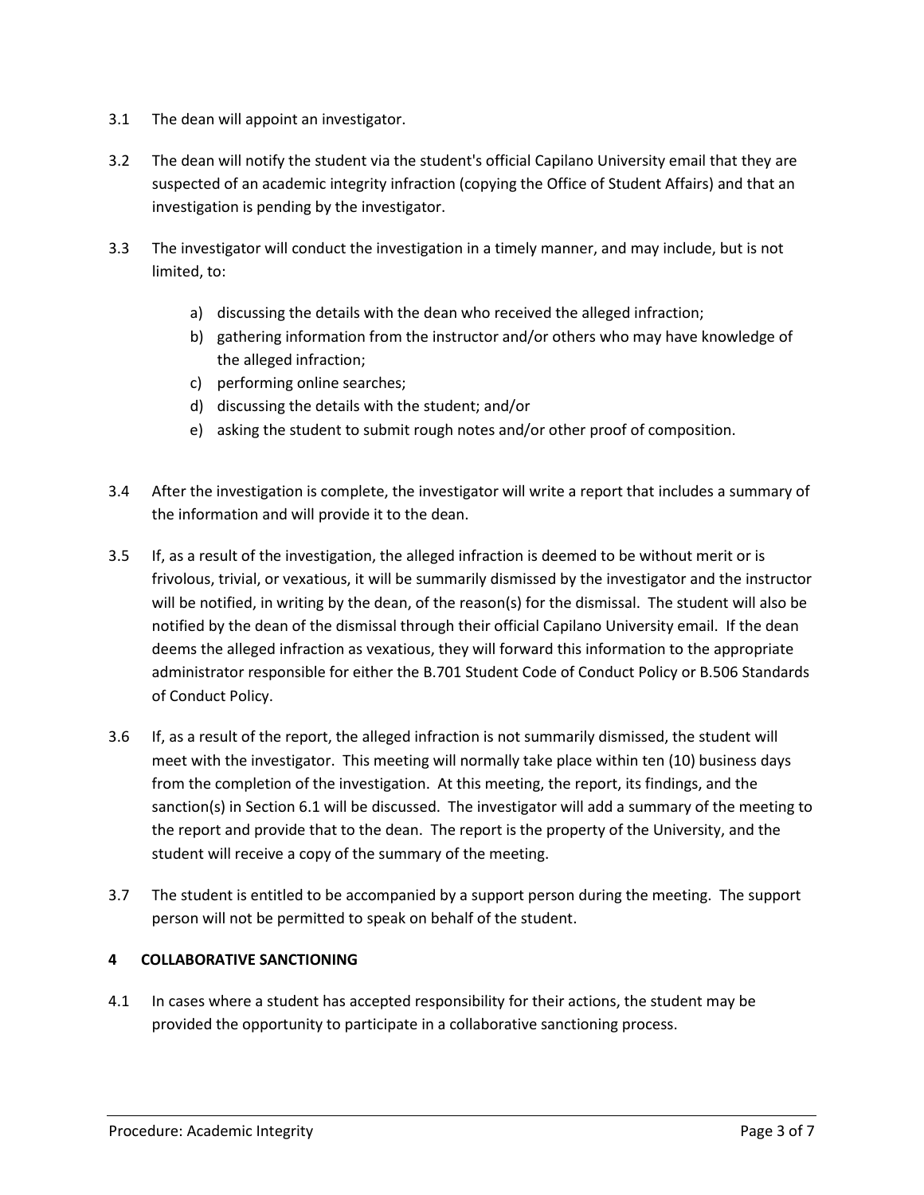3.1 The dean will appoint an investigator.

3.2 The dean will notify the student via the student's official Capilano University email that they are suspected of an academic integrity infraction (copying the Office of Student Affairs) and that an investigation is pending by the investigator.

3.3 The investigator will conduct the investigation in a timely manner, and may include, but is not limited, to:

a) discussing the details with the dean who received the alleged infraction;
b) gathering information from the instructor and/or others who may have knowledge of the alleged infraction;
c) performing online searches;
d) discussing the details with the student; and/or
e) asking the student to submit rough notes and/or other proof of composition.

3.4 After the investigation is complete, the investigator will write a report that includes a summary of the information and will provide it to the dean.

3.5 If, as a result of the investigation, the alleged infraction is deemed to be without merit or is frivolous, trivial, or vexatious, it will be summarily dismissed by the investigator and the instructor will be notified, in writing by the dean, of the reason(s) for the dismissal. The student will also be notified by the dean of the dismissal through their official Capilano University email. If the dean deems the alleged infraction as vexatious, they will forward this information to the appropriate administrator responsible for either the B.701 Student Code of Conduct Policy or B.506 Standards of Conduct Policy.

3.6 If, as a result of the report, the alleged infraction is not summarily dismissed, the student will meet with the investigator. This meeting will normally take place within ten (10) business days from the completion of the investigation. At this meeting, the report, its findings, and the sanction(s) in Section 6.1 will be discussed. The investigator will add a summary of the meeting to the report and provide that to the dean. The report is the property of the University, and the student will receive a copy of the summary of the meeting.

3.7 The student is entitled to be accompanied by a support person during the meeting. The support person will not be permitted to speak on behalf of the student.

## 4 COLLABORATIVE SANCTIONING

4.1 In cases where a student has accepted responsibility for their actions, the student may be provided the opportunity to participate in a collaborative sanctioning process.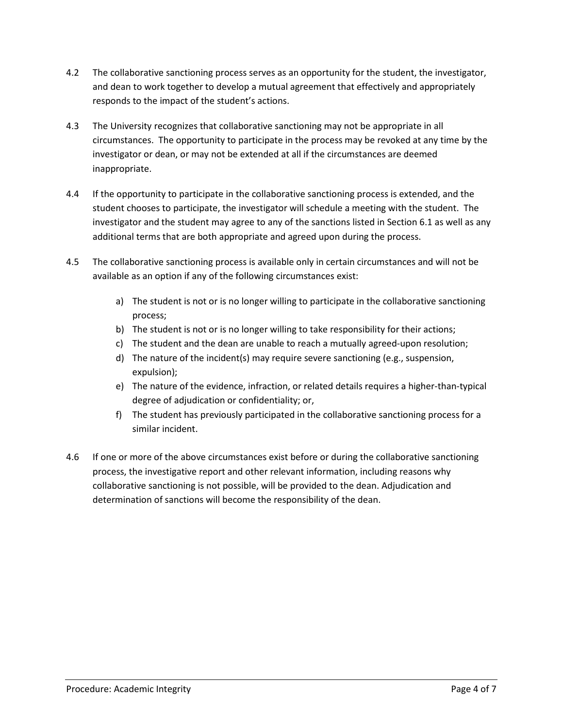4.2 The collaborative sanctioning process serves as an opportunity for the student, the investigator, and dean to work together to develop a mutual agreement that effectively and appropriately responds to the impact of the student's actions.

4.3 The University recognizes that collaborative sanctioning may not be appropriate in all circumstances. The opportunity to participate in the process may be revoked at any time by the investigator or dean, or may not be extended at all if the circumstances are deemed inappropriate.

4.4 If the opportunity to participate in the collaborative sanctioning process is extended, and the student chooses to participate, the investigator will schedule a meeting with the student. The investigator and the student may agree to any of the sanctions listed in Section 6.1 as well as any additional terms that are both appropriate and agreed upon during the process.

4.5 The collaborative sanctioning process is available only in certain circumstances and will not be available as an option if any of the following circumstances exist:

  a) The student is not or is no longer willing to participate in the collaborative sanctioning process;
  b) The student is not or is no longer willing to take responsibility for their actions;
  c) The student and the dean are unable to reach a mutually agreed-upon resolution;
  d) The nature of the incident(s) may require severe sanctioning (e.g., suspension, expulsion);
  e) The nature of the evidence, infraction, or related details requires a higher-than-typical degree of adjudication or confidentiality; or,
  f) The student has previously participated in the collaborative sanctioning process for a similar incident.

4.6 If one or more of the above circumstances exist before or during the collaborative sanctioning process, the investigative report and other relevant information, including reasons why collaborative sanctioning is not possible, will be provided to the dean. Adjudication and determination of sanctions will become the responsibility of the dean.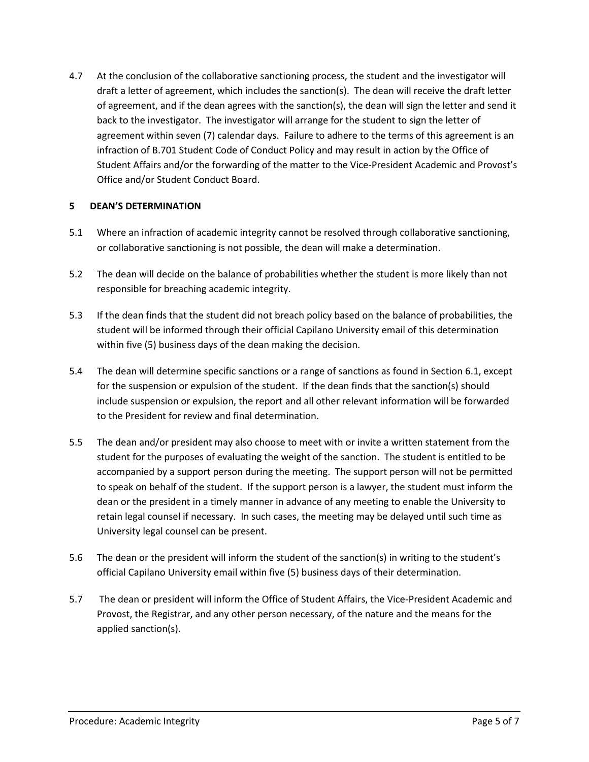4.7 At the conclusion of the collaborative sanctioning process, the student and the investigator will draft a letter of agreement, which includes the sanction(s). The dean will receive the draft letter of agreement, and if the dean agrees with the sanction(s), the dean will sign the letter and send it back to the investigator. The investigator will arrange for the student to sign the letter of agreement within seven (7) calendar days. Failure to adhere to the terms of this agreement is an infraction of B.701 Student Code of Conduct Policy and may result in action by the Office of Student Affairs and/or the forwarding of the matter to the Vice-President Academic and Provost's Office and/or Student Conduct Board.

## 5 DEAN'S DETERMINATION

5.1 Where an infraction of academic integrity cannot be resolved through collaborative sanctioning, or collaborative sanctioning is not possible, the dean will make a determination.

5.2 The dean will decide on the balance of probabilities whether the student is more likely than not responsible for breaching academic integrity.

5.3 If the dean finds that the student did not breach policy based on the balance of probabilities, the student will be informed through their official Capilano University email of this determination within five (5) business days of the dean making the decision.

5.4 The dean will determine specific sanctions or a range of sanctions as found in Section 6.1, except for the suspension or expulsion of the student. If the dean finds that the sanction(s) should include suspension or expulsion, the report and all other relevant information will be forwarded to the President for review and final determination.

5.5 The dean and/or president may also choose to meet with or invite a written statement from the student for the purposes of evaluating the weight of the sanction. The student is entitled to be accompanied by a support person during the meeting. The support person will not be permitted to speak on behalf of the student. If the support person is a lawyer, the student must inform the dean or the president in a timely manner in advance of any meeting to enable the University to retain legal counsel if necessary. In such cases, the meeting may be delayed until such time as University legal counsel can be present.

5.6 The dean or the president will inform the student of the sanction(s) in writing to the student's official Capilano University email within five (5) business days of their determination.

5.7 The dean or president will inform the Office of Student Affairs, the Vice-President Academic and Provost, the Registrar, and any other person necessary, of the nature and the means for the applied sanction(s).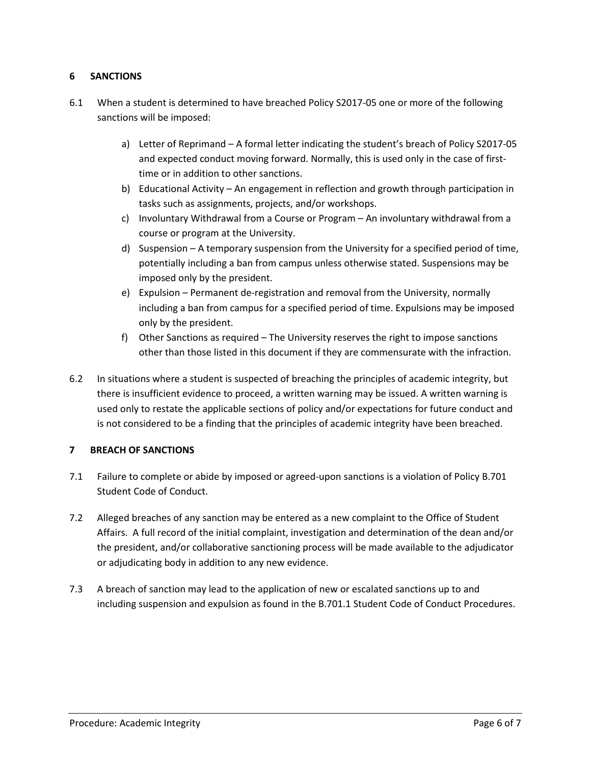## 6 SANCTIONS

6.1 When a student is determined to have breached Policy S2017-05 one or more of the following sanctions will be imposed:

a) Letter of Reprimand – A formal letter indicating the student's breach of Policy S2017-05 and expected conduct moving forward. Normally, this is used only in the case of first-time or in addition to other sanctions.
b) Educational Activity – An engagement in reflection and growth through participation in tasks such as assignments, projects, and/or workshops.
c) Involuntary Withdrawal from a Course or Program – An involuntary withdrawal from a course or program at the University.
d) Suspension – A temporary suspension from the University for a specified period of time, potentially including a ban from campus unless otherwise stated. Suspensions may be imposed only by the president.
e) Expulsion – Permanent de-registration and removal from the University, normally including a ban from campus for a specified period of time. Expulsions may be imposed only by the president.
f) Other Sanctions as required – The University reserves the right to impose sanctions other than those listed in this document if they are commensurate with the infraction.

6.2 In situations where a student is suspected of breaching the principles of academic integrity, but there is insufficient evidence to proceed, a written warning may be issued. A written warning is used only to restate the applicable sections of policy and/or expectations for future conduct and is not considered to be a finding that the principles of academic integrity have been breached.

## 7 BREACH OF SANCTIONS

7.1 Failure to complete or abide by imposed or agreed-upon sanctions is a violation of Policy B.701 Student Code of Conduct.

7.2 Alleged breaches of any sanction may be entered as a new complaint to the Office of Student Affairs. A full record of the initial complaint, investigation and determination of the dean and/or the president, and/or collaborative sanctioning process will be made available to the adjudicator or adjudicating body in addition to any new evidence.

7.3 A breach of sanction may lead to the application of new or escalated sanctions up to and including suspension and expulsion as found in the B.701.1 Student Code of Conduct Procedures.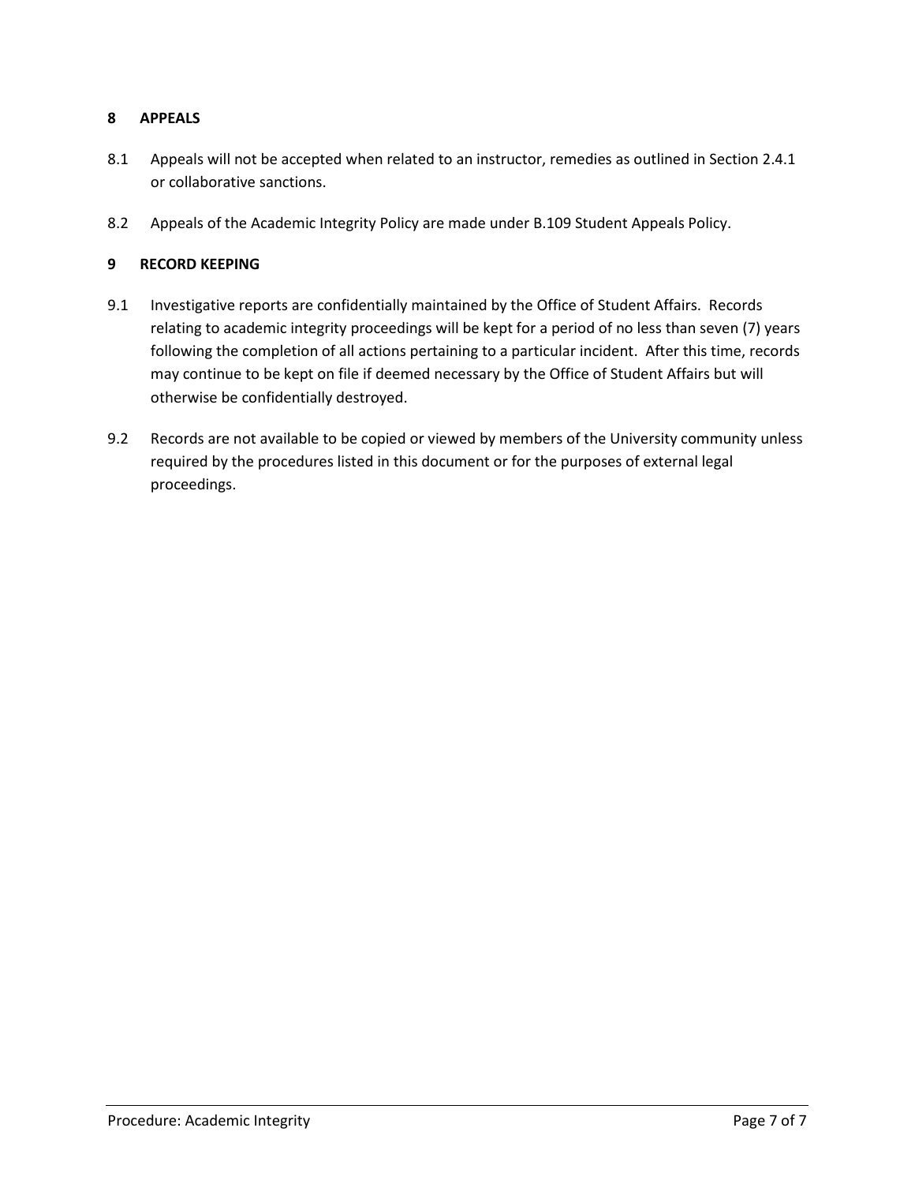## 8 APPEALS

8.1 Appeals will not be accepted when related to an instructor, remedies as outlined in Section 2.4.1 or collaborative sanctions.

8.2 Appeals of the Academic Integrity Policy are made under B.109 Student Appeals Policy.

## 9 RECORD KEEPING

9.1 Investigative reports are confidentially maintained by the Office of Student Affairs. Records relating to academic integrity proceedings will be kept for a period of no less than seven (7) years following the completion of all actions pertaining to a particular incident. After this time, records may continue to be kept on file if deemed necessary by the Office of Student Affairs but will otherwise be confidentially destroyed.

9.2 Records are not available to be copied or viewed by members of the University community unless required by the procedures listed in this document or for the purposes of external legal proceedings.